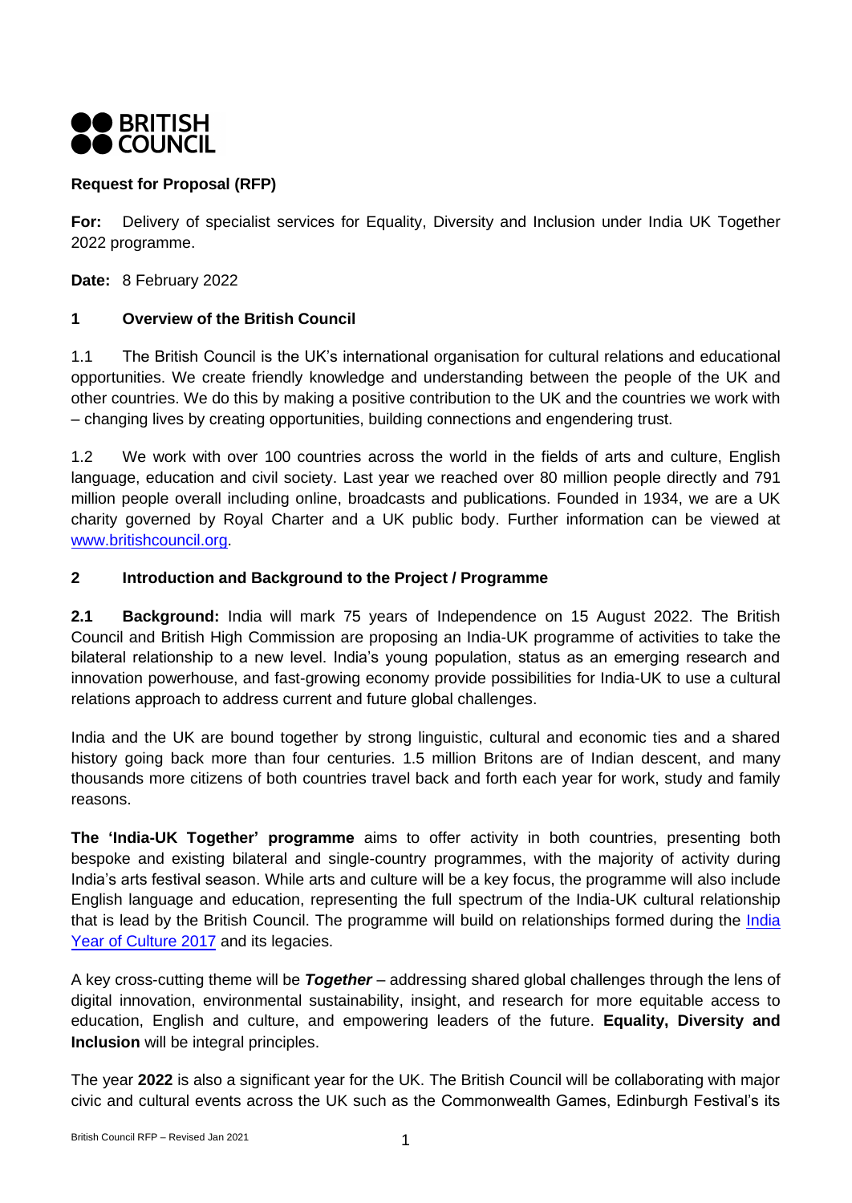**BRITISH COUNCIL**

**Request for Proposal (RFP)**

**For:** Delivery of specialist services for Equality, Diversity and Inclusion under India UK Together 2022 programme.

**Date:** 8 February 2022

## 1 Overview of the British Council

1.1 The British Council is the UK's international organisation for cultural relations and educational opportunities. We create friendly knowledge and understanding between the people of the UK and other countries. We do this by making a positive contribution to the UK and the countries we work with – changing lives by creating opportunities, building connections and engendering trust.

1.2 We work with over 100 countries across the world in the fields of arts and culture, English language, education and civil society. Last year we reached over 80 million people directly and 791 million people overall including online, broadcasts and publications. Founded in 1934, we are a UK charity governed by Royal Charter and a UK public body. Further information can be viewed at [www.britishcouncil.org](www.britishcouncil.org).

## 2 Introduction and Background to the Project / Programme

**2.1 Background:** India will mark 75 years of Independence on 15 August 2022. The British Council and British High Commission are proposing an India-UK programme of activities to take the bilateral relationship to a new level. India's young population, status as an emerging research and innovation powerhouse, and fast-growing economy provide possibilities for India-UK to use a cultural relations approach to address current and future global challenges.

India and the UK are bound together by strong linguistic, cultural and economic ties and a shared history going back more than four centuries. 1.5 million Britons are of Indian descent, and many thousands more citizens of both countries travel back and forth each year for work, study and family reasons.

**The 'India-UK Together' programme** aims to offer activity in both countries, presenting both bespoke and existing bilateral and single-country programmes, with the majority of activity during India's arts festival season. While arts and culture will be a key focus, the programme will also include English language and education, representing the full spectrum of the India-UK cultural relationship that is lead by the British Council. The programme will build on relationships formed during the [India Year of Culture 2017]() and its legacies.

A key cross-cutting theme will be ***Together*** – addressing shared global challenges through the lens of digital innovation, environmental sustainability, insight, and research for more equitable access to education, English and culture, and empowering leaders of the future. **Equality, Diversity and Inclusion** will be integral principles.

The year **2022** is also a significant year for the UK. The British Council will be collaborating with major civic and cultural events across the UK such as the Commonwealth Games, Edinburgh Festival's its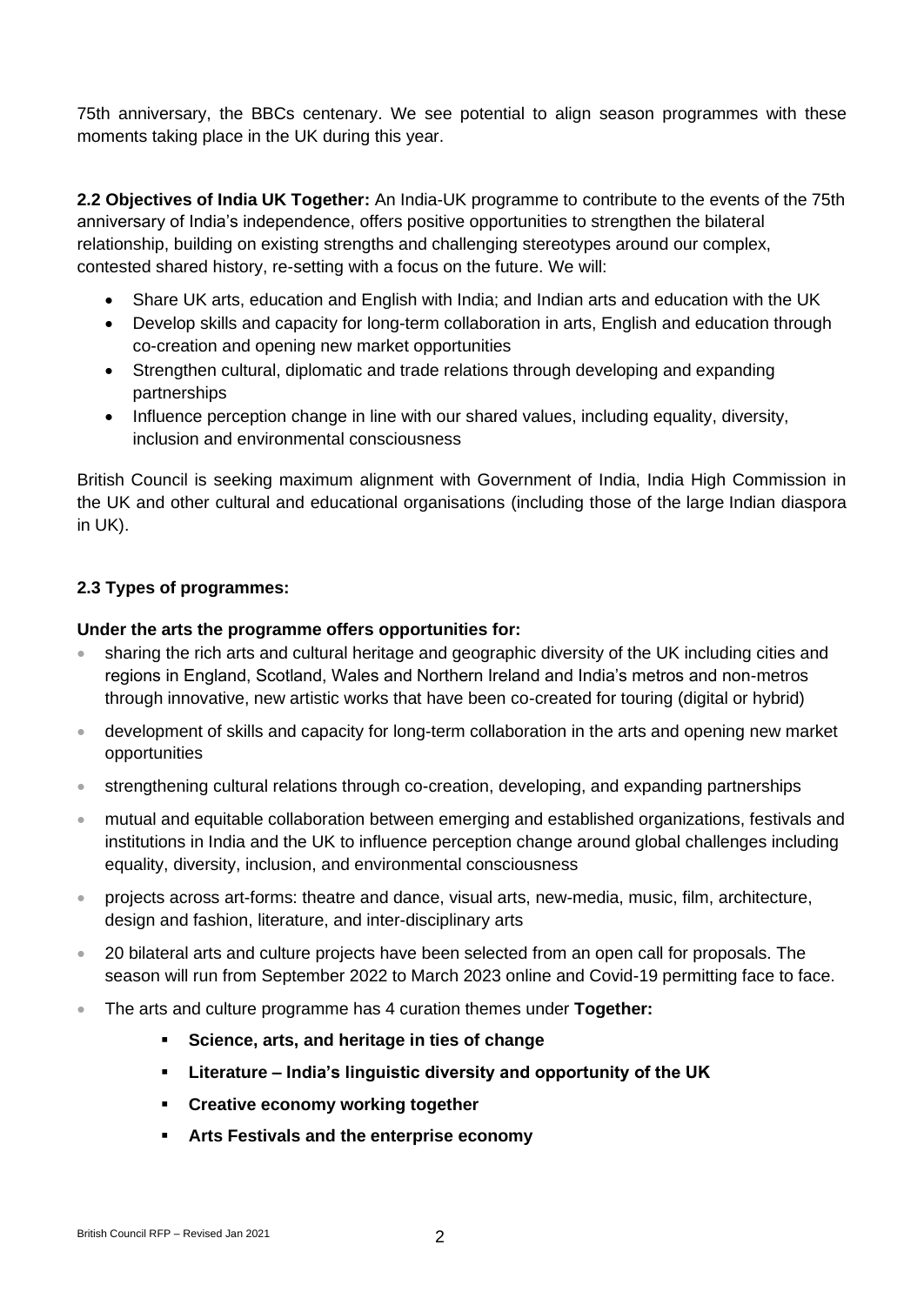75th anniversary, the BBCs centenary. We see potential to align season programmes with these moments taking place in the UK during this year.

**2.2 Objectives of India UK Together:** An India-UK programme to contribute to the events of the 75th anniversary of India's independence, offers positive opportunities to strengthen the bilateral relationship, building on existing strengths and challenging stereotypes around our complex, contested shared history, re-setting with a focus on the future. We will:

- Share UK arts, education and English with India; and Indian arts and education with the UK
- Develop skills and capacity for long-term collaboration in arts, English and education through co-creation and opening new market opportunities
- Strengthen cultural, diplomatic and trade relations through developing and expanding partnerships
- Influence perception change in line with our shared values, including equality, diversity, inclusion and environmental consciousness

British Council is seeking maximum alignment with Government of India, India High Commission in the UK and other cultural and educational organisations (including those of the large Indian diaspora in UK).

**2.3 Types of programmes:**

**Under the arts the programme offers opportunities for:**

- sharing the rich arts and cultural heritage and geographic diversity of the UK including cities and regions in England, Scotland, Wales and Northern Ireland and India's metros and non-metros through innovative, new artistic works that have been co-created for touring (digital or hybrid)
- development of skills and capacity for long-term collaboration in the arts and opening new market opportunities
- strengthening cultural relations through co-creation, developing, and expanding partnerships
- mutual and equitable collaboration between emerging and established organizations, festivals and institutions in India and the UK to influence perception change around global challenges including equality, diversity, inclusion, and environmental consciousness
- projects across art-forms: theatre and dance, visual arts, new-media, music, film, architecture, design and fashion, literature, and inter-disciplinary arts
- 20 bilateral arts and culture projects have been selected from an open call for proposals. The season will run from September 2022 to March 2023 online and Covid-19 permitting face to face.
- The arts and culture programme has 4 curation themes under **Together:**
    - **Science, arts, and heritage in ties of change**
    - **Literature – India's linguistic diversity and opportunity of the UK**
    - **Creative economy working together**
    - **Arts Festivals and the enterprise economy**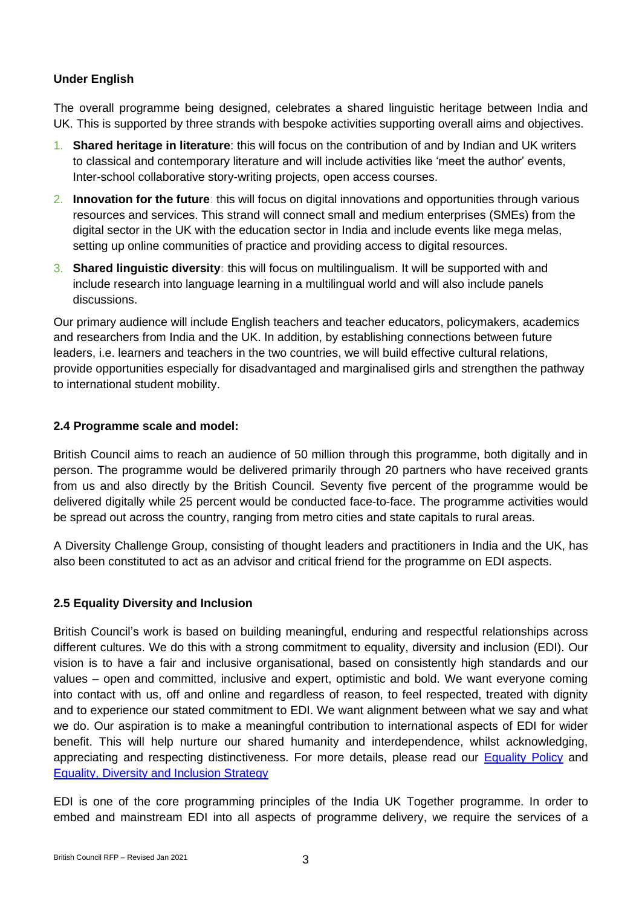**Under English**

The overall programme being designed, celebrates a shared linguistic heritage between India and UK. This is supported by three strands with bespoke activities supporting overall aims and objectives.

1. **Shared heritage in literature**: this will focus on the contribution of and by Indian and UK writers to classical and contemporary literature and will include activities like 'meet the author' events, Inter-school collaborative story-writing projects, open access courses.
2. **Innovation for the future**: this will focus on digital innovations and opportunities through various resources and services. This strand will connect small and medium enterprises (SMEs) from the digital sector in the UK with the education sector in India and include events like mega melas, setting up online communities of practice and providing access to digital resources.
3. **Shared linguistic diversity**: this will focus on multilingualism. It will be supported with and include research into language learning in a multilingual world and will also include panels discussions.

Our primary audience will include English teachers and teacher educators, policymakers, academics and researchers from India and the UK. In addition, by establishing connections between future leaders, i.e. learners and teachers in the two countries, we will build effective cultural relations, provide opportunities especially for disadvantaged and marginalised girls and strengthen the pathway to international student mobility.

### 2.4 Programme scale and model:

British Council aims to reach an audience of 50 million through this programme, both digitally and in person. The programme would be delivered primarily through 20 partners who have received grants from us and also directly by the British Council. Seventy five percent of the programme would be delivered digitally while 25 percent would be conducted face-to-face. The programme activities would be spread out across the country, ranging from metro cities and state capitals to rural areas.

A Diversity Challenge Group, consisting of thought leaders and practitioners in India and the UK, has also been constituted to act as an advisor and critical friend for the programme on EDI aspects.

### 2.5 Equality Diversity and Inclusion

British Council's work is based on building meaningful, enduring and respectful relationships across different cultures. We do this with a strong commitment to equality, diversity and inclusion (EDI). Our vision is to have a fair and inclusive organisational, based on consistently high standards and our values – open and committed, inclusive and expert, optimistic and bold. We want everyone coming into contact with us, off and online and regardless of reason, to feel respected, treated with dignity and to experience our stated commitment to EDI. We want alignment between what we say and what we do. Our aspiration is to make a meaningful contribution to international aspects of EDI for wider benefit. This will help nurture our shared humanity and interdependence, whilst acknowledging, appreciating and respecting distinctiveness. For more details, please read our Equality Policy and Equality, Diversity and Inclusion Strategy

EDI is one of the core programming principles of the India UK Together programme. In order to embed and mainstream EDI into all aspects of programme delivery, we require the services of a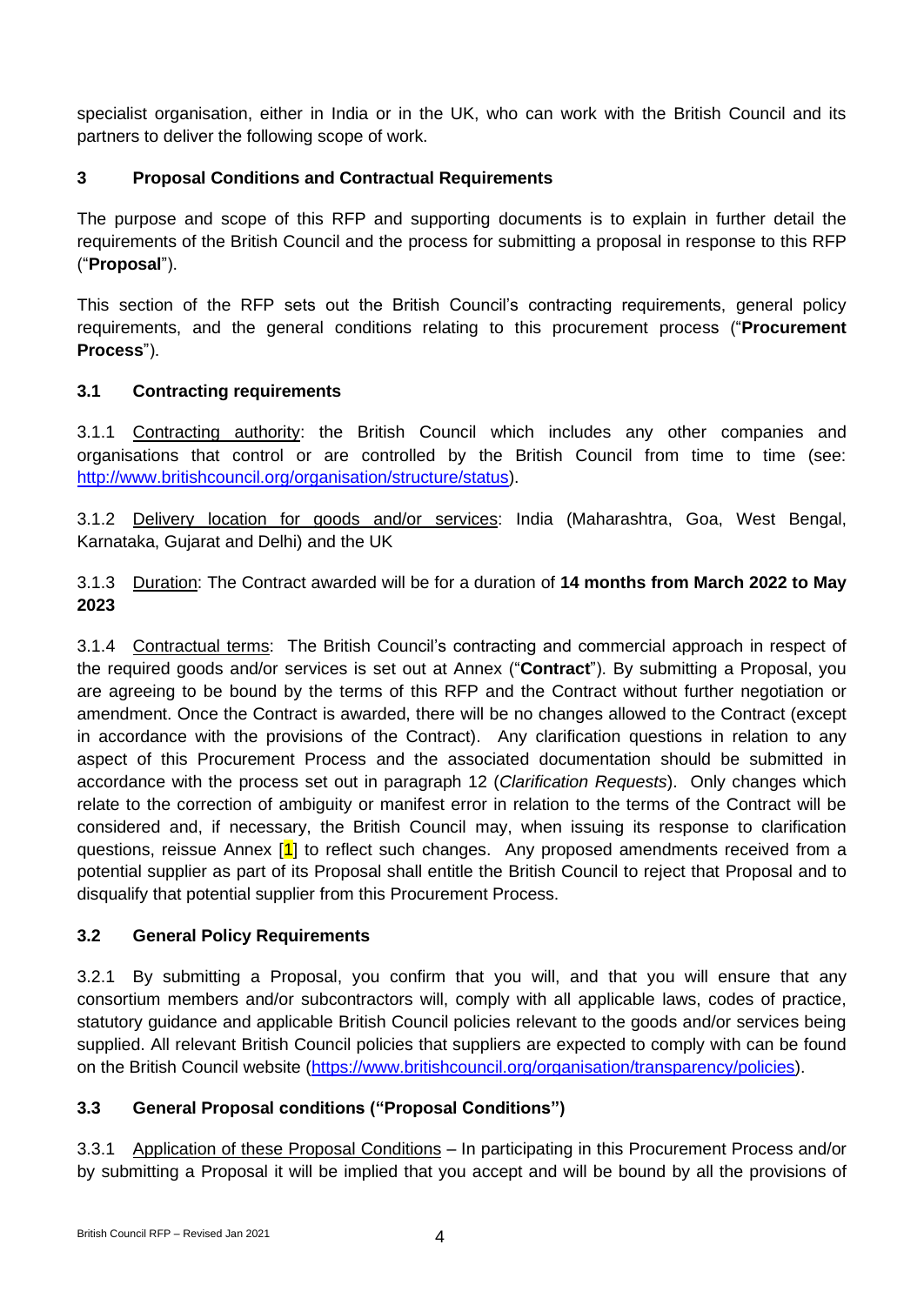specialist organisation, either in India or in the UK, who can work with the British Council and its partners to deliver the following scope of work.

## 3 Proposal Conditions and Contractual Requirements

The purpose and scope of this RFP and supporting documents is to explain in further detail the requirements of the British Council and the process for submitting a proposal in response to this RFP ("**Proposal**").

This section of the RFP sets out the British Council's contracting requirements, general policy requirements, and the general conditions relating to this procurement process ("**Procurement Process**").

### 3.1 Contracting requirements

3.1.1 Contracting authority: the British Council which includes any other companies and organisations that control or are controlled by the British Council from time to time (see: http://www.britishcouncil.org/organisation/structure/status).

3.1.2 Delivery location for goods and/or services: India (Maharashtra, Goa, West Bengal, Karnataka, Gujarat and Delhi) and the UK

3.1.3 Duration: The Contract awarded will be for a duration of **14 months from March 2022 to May 2023**

3.1.4 Contractual terms: The British Council's contracting and commercial approach in respect of the required goods and/or services is set out at Annex ("**Contract**"). By submitting a Proposal, you are agreeing to be bound by the terms of this RFP and the Contract without further negotiation or amendment. Once the Contract is awarded, there will be no changes allowed to the Contract (except in accordance with the provisions of the Contract). Any clarification questions in relation to any aspect of this Procurement Process and the associated documentation should be submitted in accordance with the process set out in paragraph 12 (*Clarification Requests*). Only changes which relate to the correction of ambiguity or manifest error in relation to the terms of the Contract will be considered and, if necessary, the British Council may, when issuing its response to clarification questions, reissue Annex [1] to reflect such changes. Any proposed amendments received from a potential supplier as part of its Proposal shall entitle the British Council to reject that Proposal and to disqualify that potential supplier from this Procurement Process.

### 3.2 General Policy Requirements

3.2.1 By submitting a Proposal, you confirm that you will, and that you will ensure that any consortium members and/or subcontractors will, comply with all applicable laws, codes of practice, statutory guidance and applicable British Council policies relevant to the goods and/or services being supplied. All relevant British Council policies that suppliers are expected to comply with can be found on the British Council website (https://www.britishcouncil.org/organisation/transparency/policies).

### 3.3 General Proposal conditions ("Proposal Conditions")

3.3.1 Application of these Proposal Conditions – In participating in this Procurement Process and/or by submitting a Proposal it will be implied that you accept and will be bound by all the provisions of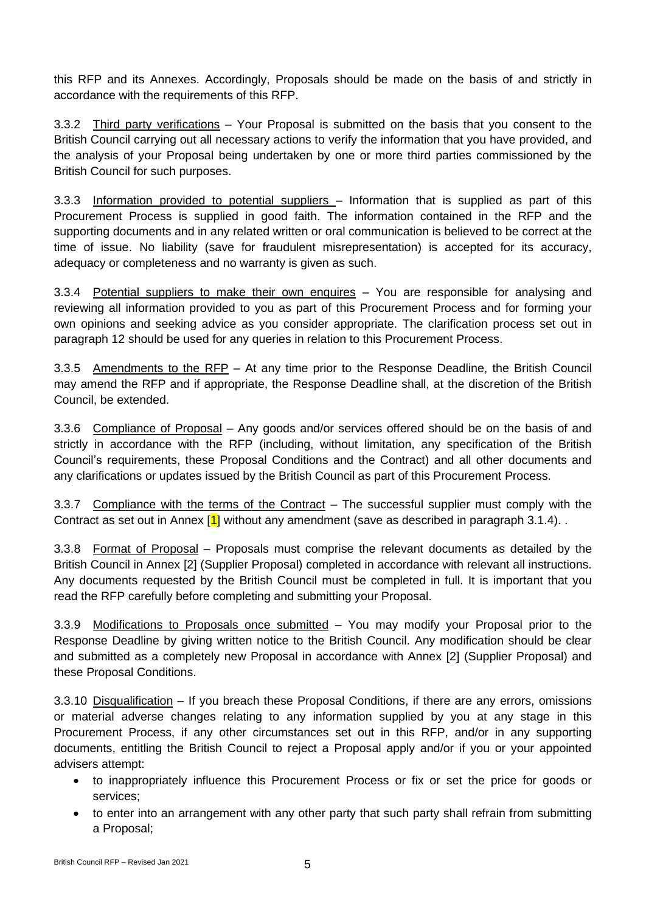this RFP and its Annexes. Accordingly, Proposals should be made on the basis of and strictly in accordance with the requirements of this RFP.

3.3.2 Third party verifications – Your Proposal is submitted on the basis that you consent to the British Council carrying out all necessary actions to verify the information that you have provided, and the analysis of your Proposal being undertaken by one or more third parties commissioned by the British Council for such purposes.

3.3.3 Information provided to potential suppliers – Information that is supplied as part of this Procurement Process is supplied in good faith. The information contained in the RFP and the supporting documents and in any related written or oral communication is believed to be correct at the time of issue. No liability (save for fraudulent misrepresentation) is accepted for its accuracy, adequacy or completeness and no warranty is given as such.

3.3.4 Potential suppliers to make their own enquires – You are responsible for analysing and reviewing all information provided to you as part of this Procurement Process and for forming your own opinions and seeking advice as you consider appropriate. The clarification process set out in paragraph 12 should be used for any queries in relation to this Procurement Process.

3.3.5 Amendments to the RFP – At any time prior to the Response Deadline, the British Council may amend the RFP and if appropriate, the Response Deadline shall, at the discretion of the British Council, be extended.

3.3.6 Compliance of Proposal – Any goods and/or services offered should be on the basis of and strictly in accordance with the RFP (including, without limitation, any specification of the British Council's requirements, these Proposal Conditions and the Contract) and all other documents and any clarifications or updates issued by the British Council as part of this Procurement Process.

3.3.7 Compliance with the terms of the Contract – The successful supplier must comply with the Contract as set out in Annex [1] without any amendment (save as described in paragraph 3.1.4). .

3.3.8 Format of Proposal – Proposals must comprise the relevant documents as detailed by the British Council in Annex [2] (Supplier Proposal) completed in accordance with relevant all instructions. Any documents requested by the British Council must be completed in full. It is important that you read the RFP carefully before completing and submitting your Proposal.

3.3.9 Modifications to Proposals once submitted – You may modify your Proposal prior to the Response Deadline by giving written notice to the British Council. Any modification should be clear and submitted as a completely new Proposal in accordance with Annex [2] (Supplier Proposal) and these Proposal Conditions.

3.3.10 Disqualification – If you breach these Proposal Conditions, if there are any errors, omissions or material adverse changes relating to any information supplied by you at any stage in this Procurement Process, if any other circumstances set out in this RFP, and/or in any supporting documents, entitling the British Council to reject a Proposal apply and/or if you or your appointed advisers attempt:

- to inappropriately influence this Procurement Process or fix or set the price for goods or services;
- to enter into an arrangement with any other party that such party shall refrain from submitting a Proposal;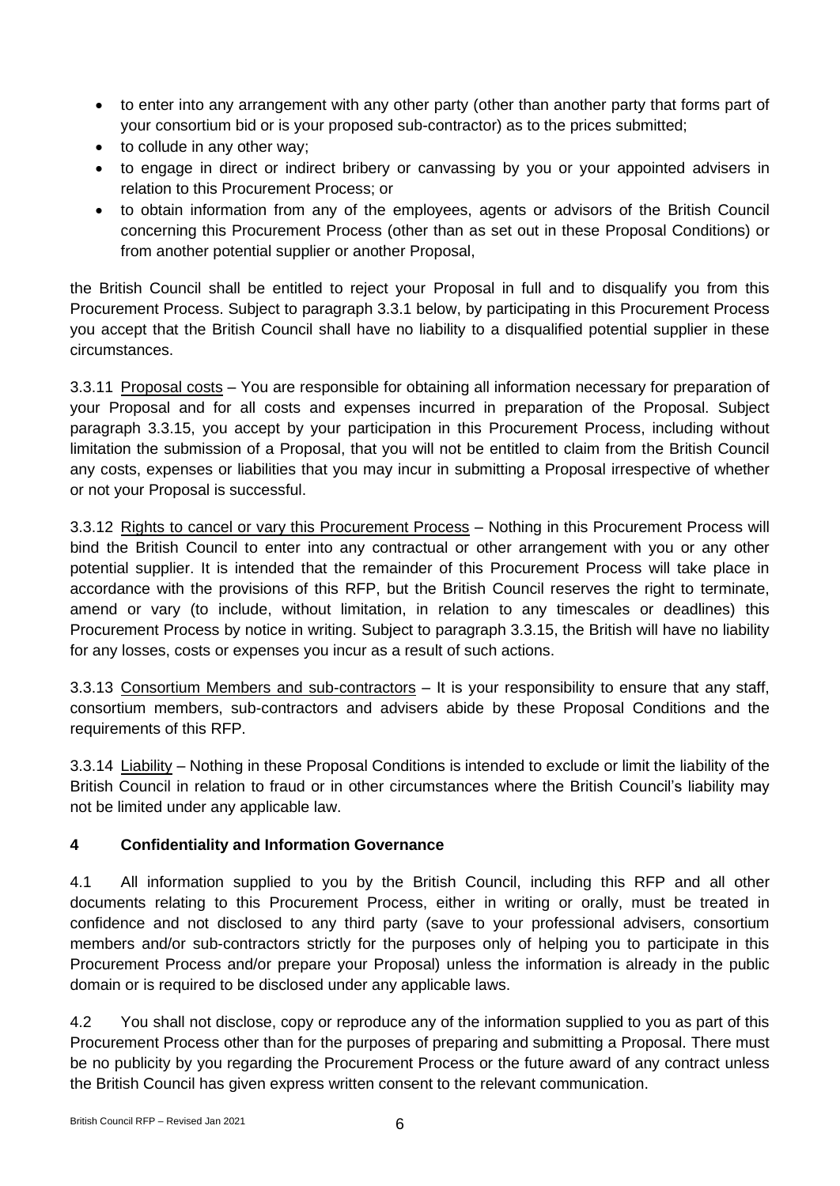- to enter into any arrangement with any other party (other than another party that forms part of your consortium bid or is your proposed sub-contractor) as to the prices submitted;
- to collude in any other way;
- to engage in direct or indirect bribery or canvassing by you or your appointed advisers in relation to this Procurement Process; or
- to obtain information from any of the employees, agents or advisors of the British Council concerning this Procurement Process (other than as set out in these Proposal Conditions) or from another potential supplier or another Proposal,

the British Council shall be entitled to reject your Proposal in full and to disqualify you from this Procurement Process. Subject to paragraph 3.3.1 below, by participating in this Procurement Process you accept that the British Council shall have no liability to a disqualified potential supplier in these circumstances.

3.3.11 Proposal costs – You are responsible for obtaining all information necessary for preparation of your Proposal and for all costs and expenses incurred in preparation of the Proposal. Subject paragraph 3.3.15, you accept by your participation in this Procurement Process, including without limitation the submission of a Proposal, that you will not be entitled to claim from the British Council any costs, expenses or liabilities that you may incur in submitting a Proposal irrespective of whether or not your Proposal is successful.

3.3.12 Rights to cancel or vary this Procurement Process – Nothing in this Procurement Process will bind the British Council to enter into any contractual or other arrangement with you or any other potential supplier. It is intended that the remainder of this Procurement Process will take place in accordance with the provisions of this RFP, but the British Council reserves the right to terminate, amend or vary (to include, without limitation, in relation to any timescales or deadlines) this Procurement Process by notice in writing. Subject to paragraph 3.3.15, the British will have no liability for any losses, costs or expenses you incur as a result of such actions.

3.3.13 Consortium Members and sub-contractors – It is your responsibility to ensure that any staff, consortium members, sub-contractors and advisers abide by these Proposal Conditions and the requirements of this RFP.

3.3.14 Liability – Nothing in these Proposal Conditions is intended to exclude or limit the liability of the British Council in relation to fraud or in other circumstances where the British Council's liability may not be limited under any applicable law.

## 4 Confidentiality and Information Governance

4.1 All information supplied to you by the British Council, including this RFP and all other documents relating to this Procurement Process, either in writing or orally, must be treated in confidence and not disclosed to any third party (save to your professional advisers, consortium members and/or sub-contractors strictly for the purposes only of helping you to participate in this Procurement Process and/or prepare your Proposal) unless the information is already in the public domain or is required to be disclosed under any applicable laws.

4.2 You shall not disclose, copy or reproduce any of the information supplied to you as part of this Procurement Process other than for the purposes of preparing and submitting a Proposal. There must be no publicity by you regarding the Procurement Process or the future award of any contract unless the British Council has given express written consent to the relevant communication.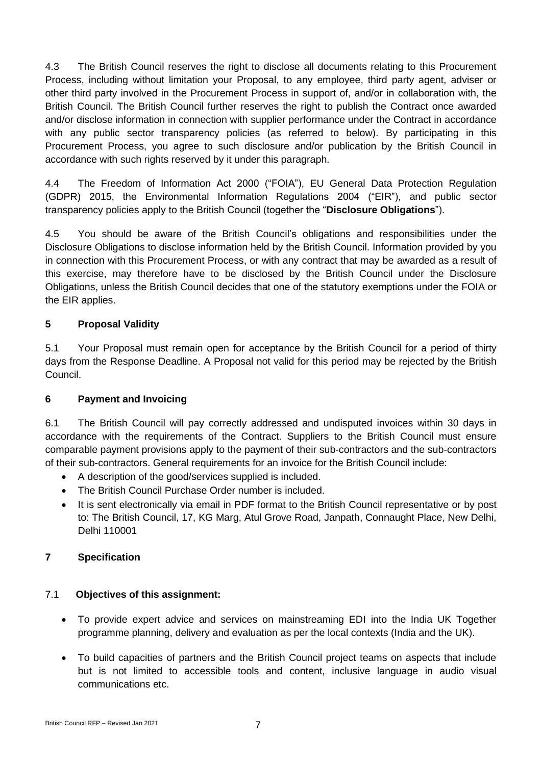4.3 The British Council reserves the right to disclose all documents relating to this Procurement Process, including without limitation your Proposal, to any employee, third party agent, adviser or other third party involved in the Procurement Process in support of, and/or in collaboration with, the British Council. The British Council further reserves the right to publish the Contract once awarded and/or disclose information in connection with supplier performance under the Contract in accordance with any public sector transparency policies (as referred to below). By participating in this Procurement Process, you agree to such disclosure and/or publication by the British Council in accordance with such rights reserved by it under this paragraph.

4.4 The Freedom of Information Act 2000 ("FOIA"), EU General Data Protection Regulation (GDPR) 2015, the Environmental Information Regulations 2004 ("EIR"), and public sector transparency policies apply to the British Council (together the "**Disclosure Obligations**").

4.5 You should be aware of the British Council's obligations and responsibilities under the Disclosure Obligations to disclose information held by the British Council. Information provided by you in connection with this Procurement Process, or with any contract that may be awarded as a result of this exercise, may therefore have to be disclosed by the British Council under the Disclosure Obligations, unless the British Council decides that one of the statutory exemptions under the FOIA or the EIR applies.

## 5 Proposal Validity

5.1 Your Proposal must remain open for acceptance by the British Council for a period of thirty days from the Response Deadline. A Proposal not valid for this period may be rejected by the British Council.

## 6 Payment and Invoicing

6.1 The British Council will pay correctly addressed and undisputed invoices within 30 days in accordance with the requirements of the Contract. Suppliers to the British Council must ensure comparable payment provisions apply to the payment of their sub-contractors and the sub-contractors of their sub-contractors. General requirements for an invoice for the British Council include:

- A description of the good/services supplied is included.
- The British Council Purchase Order number is included.
- It is sent electronically via email in PDF format to the British Council representative or by post to: The British Council, 17, KG Marg, Atul Grove Road, Janpath, Connaught Place, New Delhi, Delhi 110001

## 7 Specification

### 7.1 Objectives of this assignment:

- To provide expert advice and services on mainstreaming EDI into the India UK Together programme planning, delivery and evaluation as per the local contexts (India and the UK).
- To build capacities of partners and the British Council project teams on aspects that include but is not limited to accessible tools and content, inclusive language in audio visual communications etc.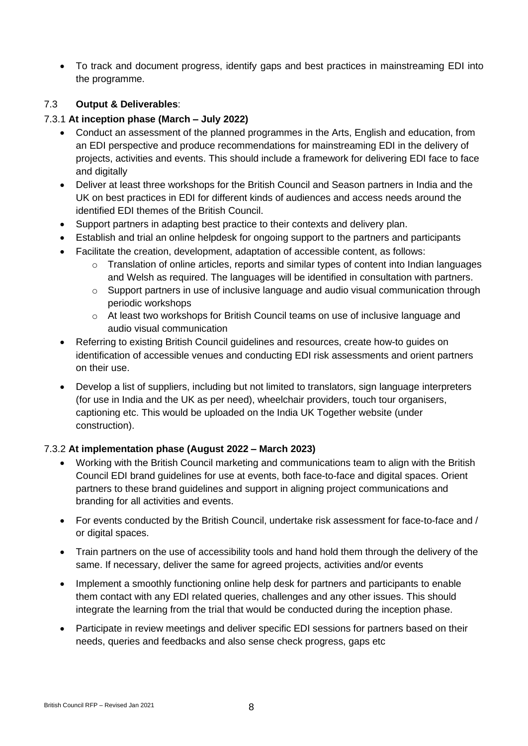- To track and document progress, identify gaps and best practices in mainstreaming EDI into the programme.

### 7.3 **Output & Deliverables**:

#### 7.3.1 **At inception phase (March – July 2022)**

- Conduct an assessment of the planned programmes in the Arts, English and education, from an EDI perspective and produce recommendations for mainstreaming EDI in the delivery of projects, activities and events. This should include a framework for delivering EDI face to face and digitally
- Deliver at least three workshops for the British Council and Season partners in India and the UK on best practices in EDI for different kinds of audiences and access needs around the identified EDI themes of the British Council.
- Support partners in adapting best practice to their contexts and delivery plan.
- Establish and trial an online helpdesk for ongoing support to the partners and participants
- Facilitate the creation, development, adaptation of accessible content, as follows:
    - Translation of online articles, reports and similar types of content into Indian languages and Welsh as required. The languages will be identified in consultation with partners.
    - Support partners in use of inclusive language and audio visual communication through periodic workshops
    - At least two workshops for British Council teams on use of inclusive language and audio visual communication
- Referring to existing British Council guidelines and resources, create how-to guides on identification of accessible venues and conducting EDI risk assessments and orient partners on their use.
- Develop a list of suppliers, including but not limited to translators, sign language interpreters (for use in India and the UK as per need), wheelchair providers, touch tour organisers, captioning etc. This would be uploaded on the India UK Together website (under construction).

#### 7.3.2 **At implementation phase (August 2022 – March 2023)**

- Working with the British Council marketing and communications team to align with the British Council EDI brand guidelines for use at events, both face-to-face and digital spaces. Orient partners to these brand guidelines and support in aligning project communications and branding for all activities and events.
- For events conducted by the British Council, undertake risk assessment for face-to-face and / or digital spaces.
- Train partners on the use of accessibility tools and hand hold them through the delivery of the same. If necessary, deliver the same for agreed projects, activities and/or events
- Implement a smoothly functioning online help desk for partners and participants to enable them contact with any EDI related queries, challenges and any other issues. This should integrate the learning from the trial that would be conducted during the inception phase.
- Participate in review meetings and deliver specific EDI sessions for partners based on their needs, queries and feedbacks and also sense check progress, gaps etc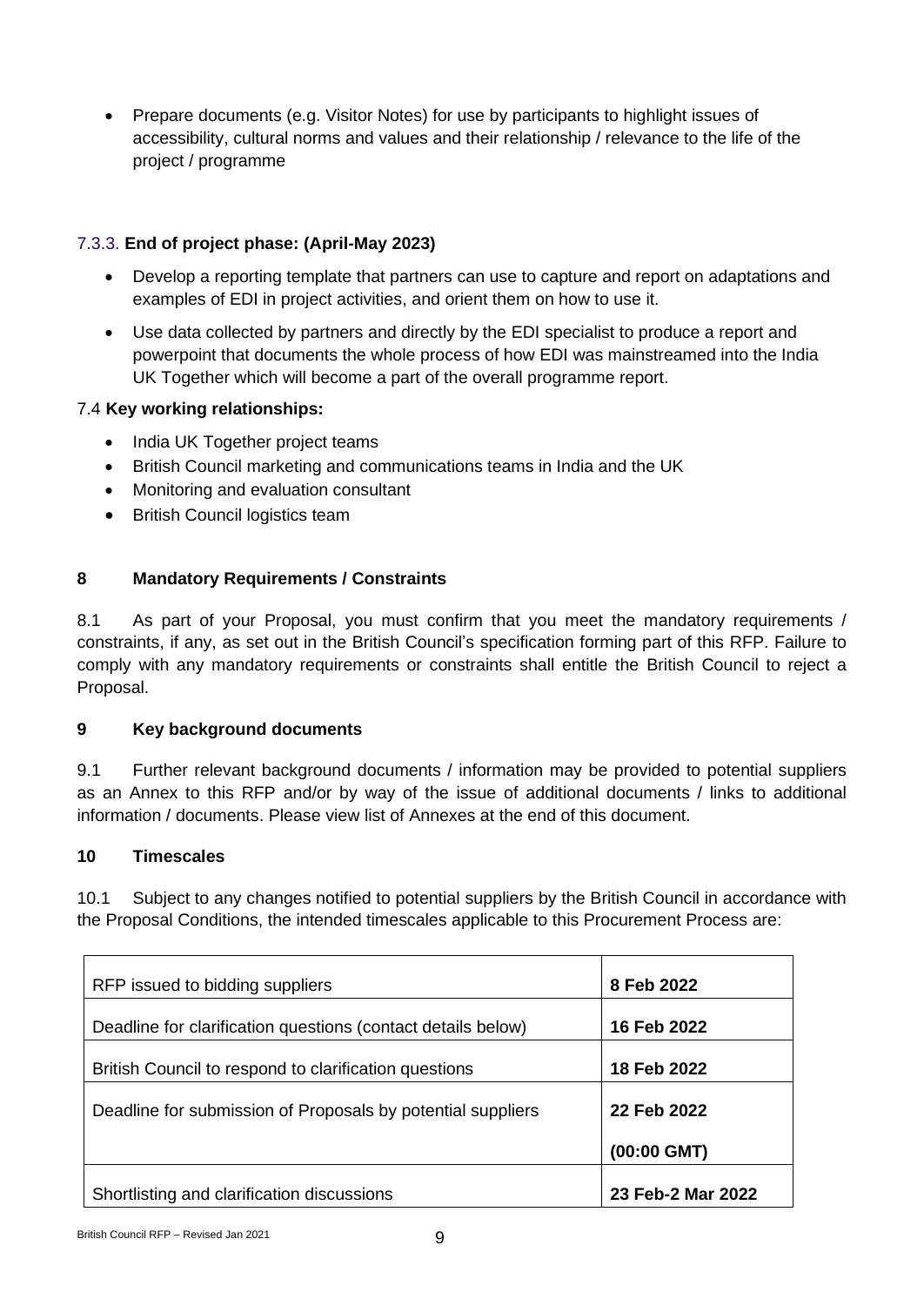- Prepare documents (e.g. Visitor Notes) for use by participants to highlight issues of accessibility, cultural norms and values and their relationship / relevance to the life of the project / programme

#### 7.3.3. **End of project phase: (April-May 2023)**

- Develop a reporting template that partners can use to capture and report on adaptations and examples of EDI in project activities, and orient them on how to use it.
- Use data collected by partners and directly by the EDI specialist to produce a report and powerpoint that documents the whole process of how EDI was mainstreamed into the India UK Together which will become a part of the overall programme report.

### 7.4 **Key working relationships:**

- India UK Together project teams
- British Council marketing and communications teams in India and the UK
- Monitoring and evaluation consultant
- British Council logistics team

## 8 Mandatory Requirements / Constraints

8.1 As part of your Proposal, you must confirm that you meet the mandatory requirements / constraints, if any, as set out in the British Council's specification forming part of this RFP. Failure to comply with any mandatory requirements or constraints shall entitle the British Council to reject a Proposal.

## 9 Key background documents

9.1 Further relevant background documents / information may be provided to potential suppliers as an Annex to this RFP and/or by way of the issue of additional documents / links to additional information / documents. Please view list of Annexes at the end of this document.

## 10 Timescales

10.1 Subject to any changes notified to potential suppliers by the British Council in accordance with the Proposal Conditions, the intended timescales applicable to this Procurement Process are:

| | |
|---|---|
| RFP issued to bidding suppliers | **8 Feb 2022** |
| Deadline for clarification questions (contact details below) | **16 Feb 2022** |
| British Council to respond to clarification questions | **18 Feb 2022** |
| Deadline for submission of Proposals by potential suppliers | **22 Feb 2022**<br>**(00:00 GMT)** |
| Shortlisting and clarification discussions | **23 Feb-2 Mar 2022** |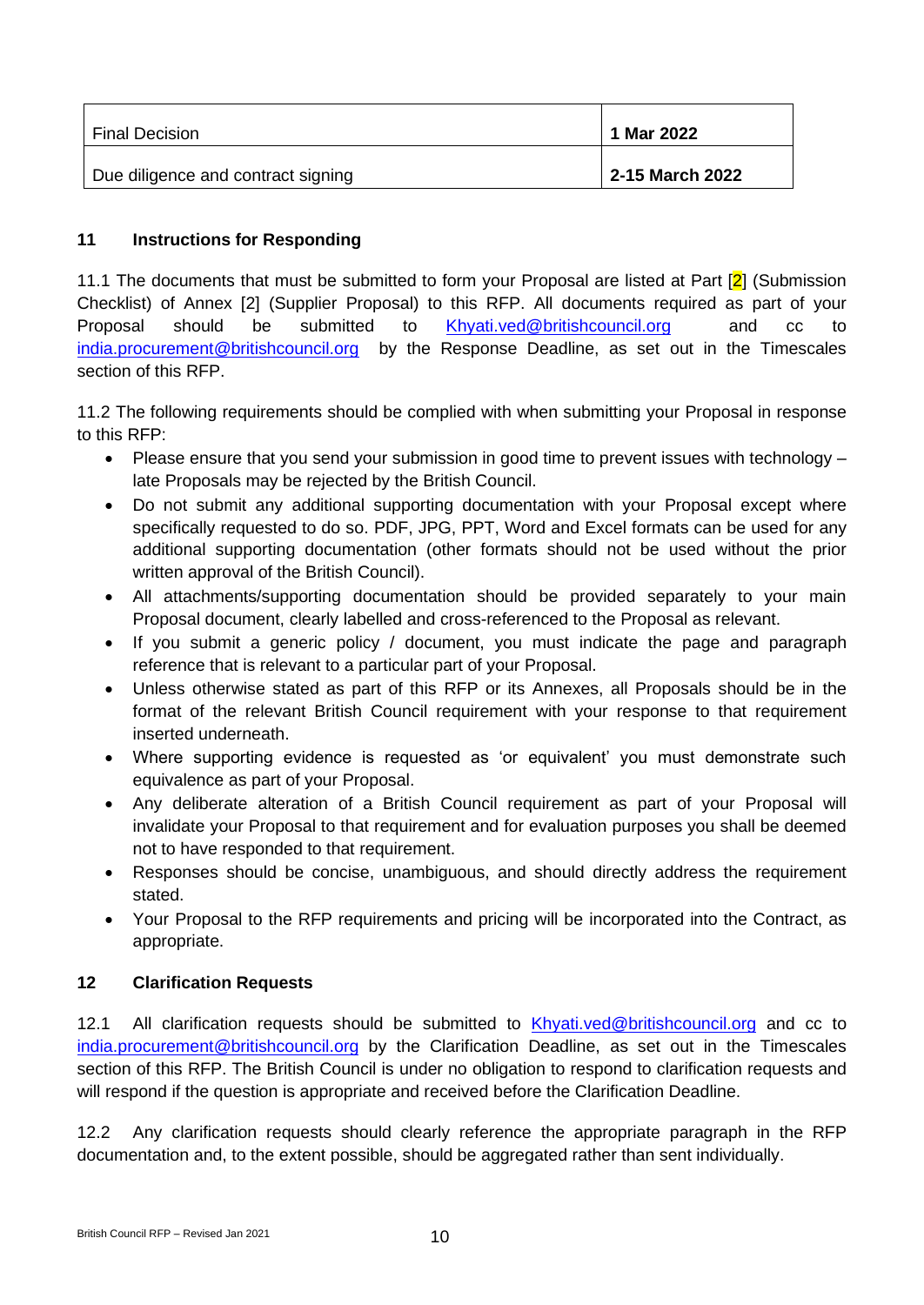| Final Decision | **1 Mar 2022** |
|---|---|
| Due diligence and contract signing | **2-15 March 2022** |

## 11 Instructions for Responding

11.1 The documents that must be submitted to form your Proposal are listed at Part [2] (Submission Checklist) of Annex [2] (Supplier Proposal) to this RFP. All documents required as part of your Proposal should be submitted to Khyati.ved@britishcouncil.org and cc to india.procurement@britishcouncil.org by the Response Deadline, as set out in the Timescales section of this RFP.

11.2 The following requirements should be complied with when submitting your Proposal in response to this RFP:

- Please ensure that you send your submission in good time to prevent issues with technology – late Proposals may be rejected by the British Council.
- Do not submit any additional supporting documentation with your Proposal except where specifically requested to do so. PDF, JPG, PPT, Word and Excel formats can be used for any additional supporting documentation (other formats should not be used without the prior written approval of the British Council).
- All attachments/supporting documentation should be provided separately to your main Proposal document, clearly labelled and cross-referenced to the Proposal as relevant.
- If you submit a generic policy / document, you must indicate the page and paragraph reference that is relevant to a particular part of your Proposal.
- Unless otherwise stated as part of this RFP or its Annexes, all Proposals should be in the format of the relevant British Council requirement with your response to that requirement inserted underneath.
- Where supporting evidence is requested as 'or equivalent' you must demonstrate such equivalence as part of your Proposal.
- Any deliberate alteration of a British Council requirement as part of your Proposal will invalidate your Proposal to that requirement and for evaluation purposes you shall be deemed not to have responded to that requirement.
- Responses should be concise, unambiguous, and should directly address the requirement stated.
- Your Proposal to the RFP requirements and pricing will be incorporated into the Contract, as appropriate.

## 12 Clarification Requests

12.1 All clarification requests should be submitted to Khyati.ved@britishcouncil.org and cc to india.procurement@britishcouncil.org by the Clarification Deadline, as set out in the Timescales section of this RFP. The British Council is under no obligation to respond to clarification requests and will respond if the question is appropriate and received before the Clarification Deadline.

12.2 Any clarification requests should clearly reference the appropriate paragraph in the RFP documentation and, to the extent possible, should be aggregated rather than sent individually.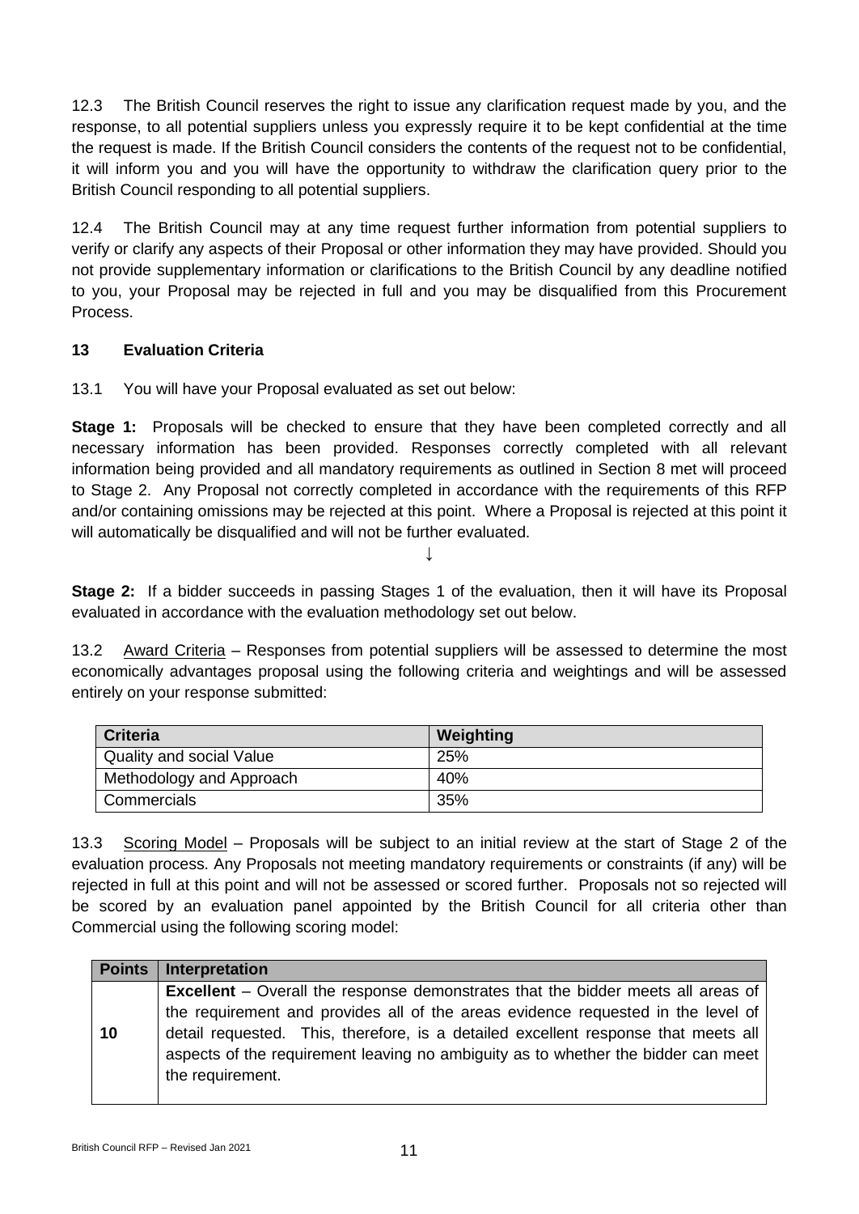12.3 The British Council reserves the right to issue any clarification request made by you, and the response, to all potential suppliers unless you expressly require it to be kept confidential at the time the request is made. If the British Council considers the contents of the request not to be confidential, it will inform you and you will have the opportunity to withdraw the clarification query prior to the British Council responding to all potential suppliers.

12.4 The British Council may at any time request further information from potential suppliers to verify or clarify any aspects of their Proposal or other information they may have provided. Should you not provide supplementary information or clarifications to the British Council by any deadline notified to you, your Proposal may be rejected in full and you may be disqualified from this Procurement Process.

## 13 Evaluation Criteria

13.1 You will have your Proposal evaluated as set out below:

**Stage 1:** Proposals will be checked to ensure that they have been completed correctly and all necessary information has been provided. Responses correctly completed with all relevant information being provided and all mandatory requirements as outlined in Section 8 met will proceed to Stage 2. Any Proposal not correctly completed in accordance with the requirements of this RFP and/or containing omissions may be rejected at this point. Where a Proposal is rejected at this point it will automatically be disqualified and will not be further evaluated.

↓

**Stage 2:** If a bidder succeeds in passing Stages 1 of the evaluation, then it will have its Proposal evaluated in accordance with the evaluation methodology set out below.

13.2 Award Criteria – Responses from potential suppliers will be assessed to determine the most economically advantages proposal using the following criteria and weightings and will be assessed entirely on your response submitted:

| Criteria | Weighting |
|---|---|
| Quality and social Value | 25% |
| Methodology and Approach | 40% |
| Commercials | 35% |

13.3 Scoring Model – Proposals will be subject to an initial review at the start of Stage 2 of the evaluation process. Any Proposals not meeting mandatory requirements or constraints (if any) will be rejected in full at this point and will not be assessed or scored further. Proposals not so rejected will be scored by an evaluation panel appointed by the British Council for all criteria other than Commercial using the following scoring model:

| Points | Interpretation |
|---|---|
| 10 | **Excellent** – Overall the response demonstrates that the bidder meets all areas of the requirement and provides all of the areas evidence requested in the level of detail requested. This, therefore, is a detailed excellent response that meets all aspects of the requirement leaving no ambiguity as to whether the bidder can meet the requirement. |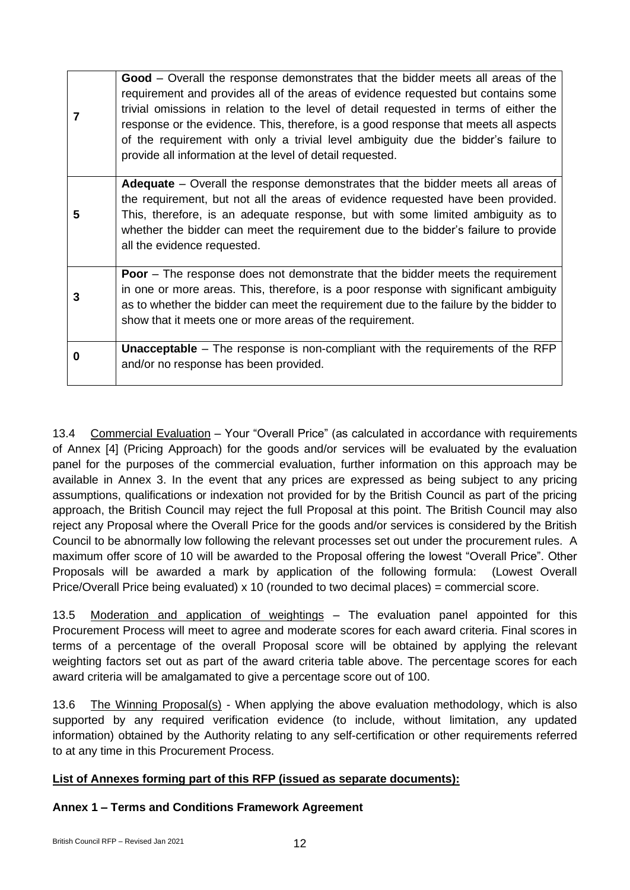| | |
|---|---|
| **7** | **Good** – Overall the response demonstrates that the bidder meets all areas of the requirement and provides all of the areas of evidence requested but contains some trivial omissions in relation to the level of detail requested in terms of either the response or the evidence. This, therefore, is a good response that meets all aspects of the requirement with only a trivial level ambiguity due the bidder's failure to provide all information at the level of detail requested. |
| **5** | **Adequate** – Overall the response demonstrates that the bidder meets all areas of the requirement, but not all the areas of evidence requested have been provided. This, therefore, is an adequate response, but with some limited ambiguity as to whether the bidder can meet the requirement due to the bidder's failure to provide all the evidence requested. |
| **3** | **Poor** – The response does not demonstrate that the bidder meets the requirement in one or more areas. This, therefore, is a poor response with significant ambiguity as to whether the bidder can meet the requirement due to the failure by the bidder to show that it meets one or more areas of the requirement. |
| **0** | **Unacceptable** – The response is non-compliant with the requirements of the RFP and/or no response has been provided. |

13.4 Commercial Evaluation – Your "Overall Price" (as calculated in accordance with requirements of Annex [4] (Pricing Approach) for the goods and/or services will be evaluated by the evaluation panel for the purposes of the commercial evaluation, further information on this approach may be available in Annex 3. In the event that any prices are expressed as being subject to any pricing assumptions, qualifications or indexation not provided for by the British Council as part of the pricing approach, the British Council may reject the full Proposal at this point. The British Council may also reject any Proposal where the Overall Price for the goods and/or services is considered by the British Council to be abnormally low following the relevant processes set out under the procurement rules. A maximum offer score of 10 will be awarded to the Proposal offering the lowest "Overall Price". Other Proposals will be awarded a mark by application of the following formula: (Lowest Overall Price/Overall Price being evaluated) x 10 (rounded to two decimal places) = commercial score.

13.5 Moderation and application of weightings – The evaluation panel appointed for this Procurement Process will meet to agree and moderate scores for each award criteria. Final scores in terms of a percentage of the overall Proposal score will be obtained by applying the relevant weighting factors set out as part of the award criteria table above. The percentage scores for each award criteria will be amalgamated to give a percentage score out of 100.

13.6 The Winning Proposal(s) - When applying the above evaluation methodology, which is also supported by any required verification evidence (to include, without limitation, any updated information) obtained by the Authority relating to any self-certification or other requirements referred to at any time in this Procurement Process.

**List of Annexes forming part of this RFP (issued as separate documents):**

**Annex 1 – Terms and Conditions Framework Agreement**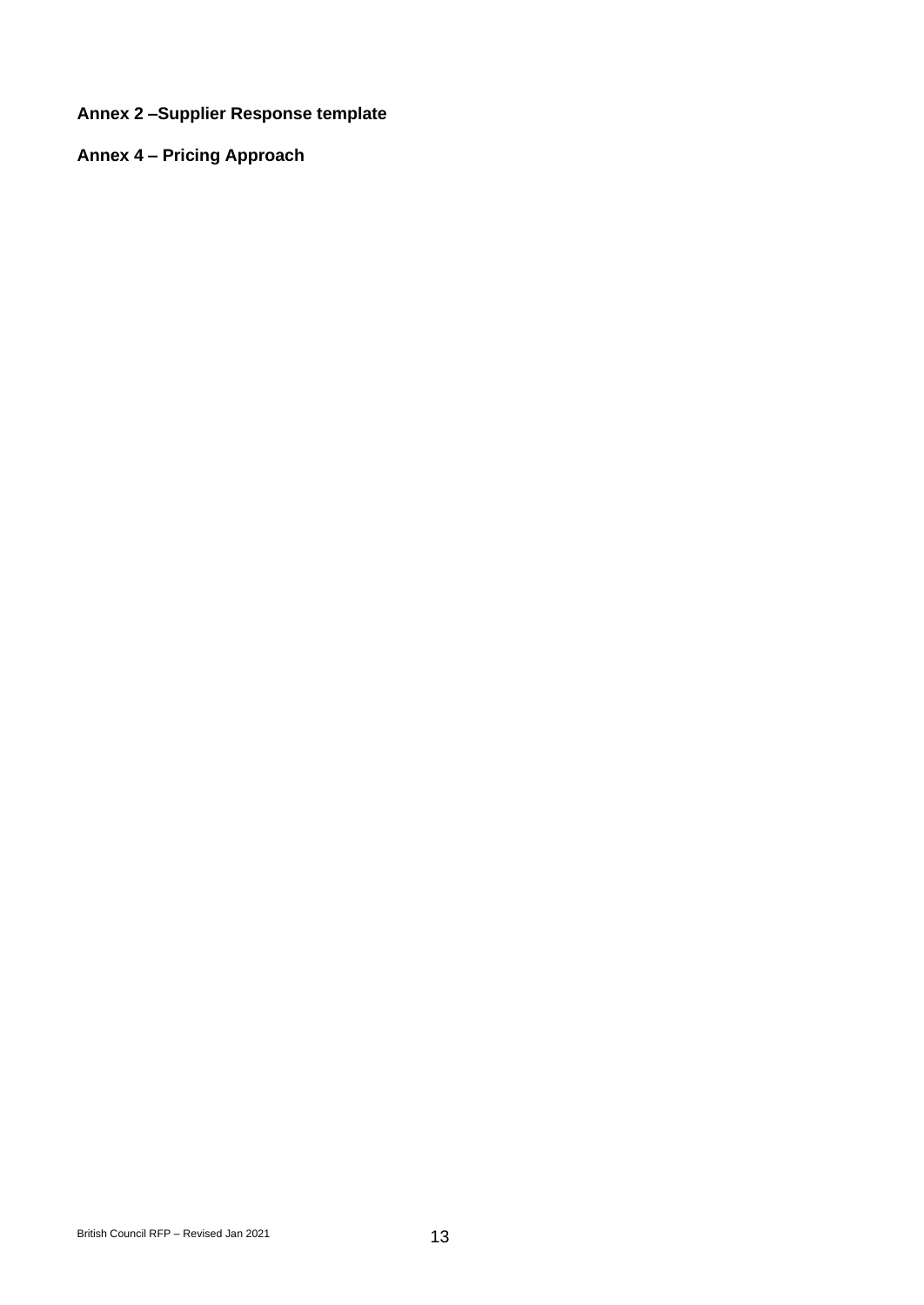**Annex 2 –Supplier Response template**

**Annex 4 – Pricing Approach**